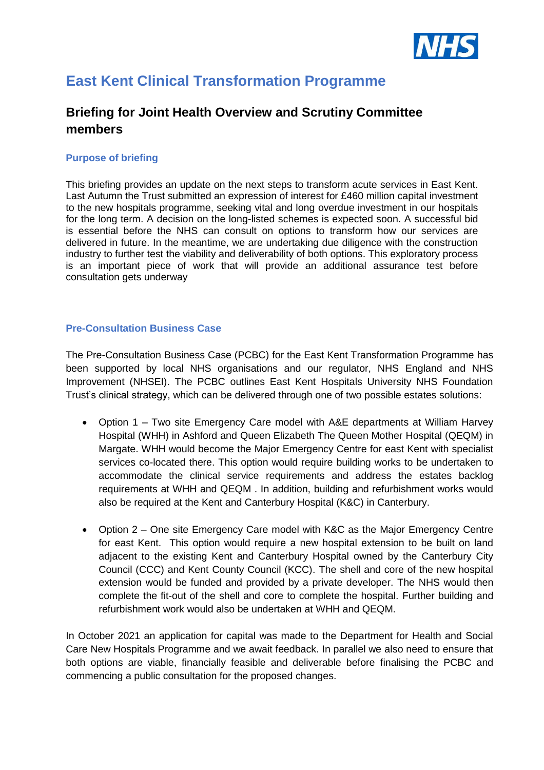# East Kent Clinical Transformation Programme

## Briefing for Joint Health Overview and Scrutiny Committee members

### Purpose of briefing

This briefing provides an update on the next steps to transform acute services in East Kent. Last Autumn the Trust submitted an expression of interest for £460 million capital investment to the new hospitals programme, seeking vital and long overdue investment in our hospitals for the long term. A decision on the long-listed schemes is expected soon. A successful bid is essential before the NHS can consult on options to transform how our services are delivered in future. In the meantime, we are undertaking due diligence with the construction industry to further test the viability and deliverability of both options. This exploratory process is an important piece of work that will provide an additional assurance test before consultation gets underway

### Pre-Consultation Business Case

The Pre-Consultation Business Case (PCBC) for the East Kent Transformation Programme has been supported by local NHS organisations and our regulator, NHS England and NHS Improvement (NHSEI). The PCBC outlines East Kent Hospitals University NHS Foundation Trust's clinical strategy, which can be delivered through one of two possible estates solutions:

- Option 1 – Two site Emergency Care model with A&E departments at William Harvey Hospital (WHH) in Ashford and Queen Elizabeth The Queen Mother Hospital (QEQM) in Margate. WHH would become the Major Emergency Centre for east Kent with specialist services co-located there. This option would require building works to be undertaken to accommodate the clinical service requirements and address the estates backlog requirements at WHH and QEQM . In addition, building and refurbishment works would also be required at the Kent and Canterbury Hospital (K&C) in Canterbury.

- Option 2 – One site Emergency Care model with K&C as the Major Emergency Centre for east Kent. This option would require a new hospital extension to be built on land adjacent to the existing Kent and Canterbury Hospital owned by the Canterbury City Council (CCC) and Kent County Council (KCC). The shell and core of the new hospital extension would be funded and provided by a private developer. The NHS would then complete the fit-out of the shell and core to complete the hospital. Further building and refurbishment work would also be undertaken at WHH and QEQM.

In October 2021 an application for capital was made to the Department for Health and Social Care New Hospitals Programme and we await feedback. In parallel we also need to ensure that both options are viable, financially feasible and deliverable before finalising the PCBC and commencing a public consultation for the proposed changes.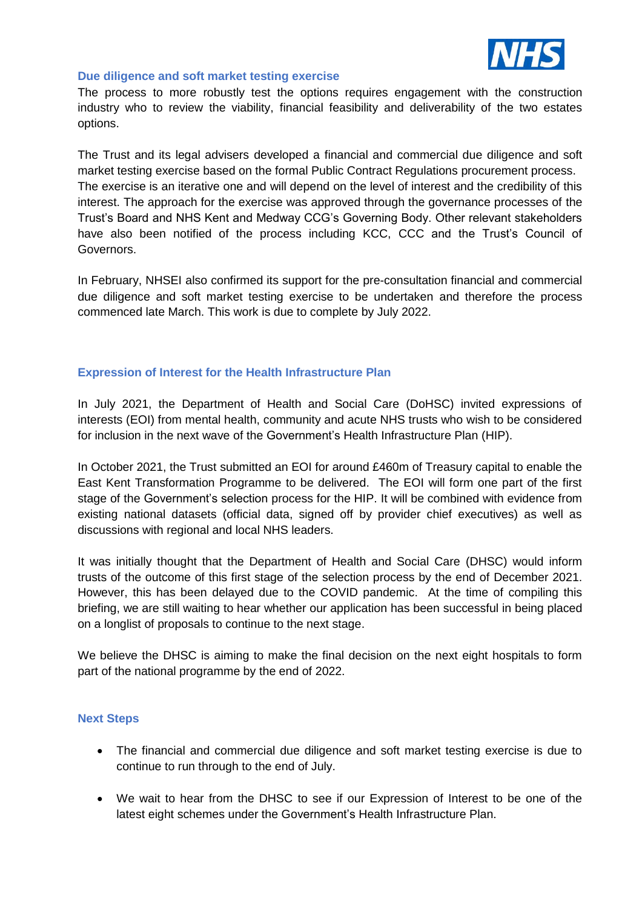## Due diligence and soft market testing exercise

The process to more robustly test the options requires engagement with the construction industry who to review the viability, financial feasibility and deliverability of the two estates options.

The Trust and its legal advisers developed a financial and commercial due diligence and soft market testing exercise based on the formal Public Contract Regulations procurement process. The exercise is an iterative one and will depend on the level of interest and the credibility of this interest. The approach for the exercise was approved through the governance processes of the Trust's Board and NHS Kent and Medway CCG's Governing Body. Other relevant stakeholders have also been notified of the process including KCC, CCC and the Trust's Council of Governors.

In February, NHSEI also confirmed its support for the pre-consultation financial and commercial due diligence and soft market testing exercise to be undertaken and therefore the process commenced late March. This work is due to complete by July 2022.

## Expression of Interest for the Health Infrastructure Plan

In July 2021, the Department of Health and Social Care (DoHSC) invited expressions of interests (EOI) from mental health, community and acute NHS trusts who wish to be considered for inclusion in the next wave of the Government's Health Infrastructure Plan (HIP).

In October 2021, the Trust submitted an EOI for around £460m of Treasury capital to enable the East Kent Transformation Programme to be delivered. The EOI will form one part of the first stage of the Government's selection process for the HIP. It will be combined with evidence from existing national datasets (official data, signed off by provider chief executives) as well as discussions with regional and local NHS leaders.

It was initially thought that the Department of Health and Social Care (DHSC) would inform trusts of the outcome of this first stage of the selection process by the end of December 2021. However, this has been delayed due to the COVID pandemic. At the time of compiling this briefing, we are still waiting to hear whether our application has been successful in being placed on a longlist of proposals to continue to the next stage.

We believe the DHSC is aiming to make the final decision on the next eight hospitals to form part of the national programme by the end of 2022.

## Next Steps

- The financial and commercial due diligence and soft market testing exercise is due to continue to run through to the end of July.
- We wait to hear from the DHSC to see if our Expression of Interest to be one of the latest eight schemes under the Government's Health Infrastructure Plan.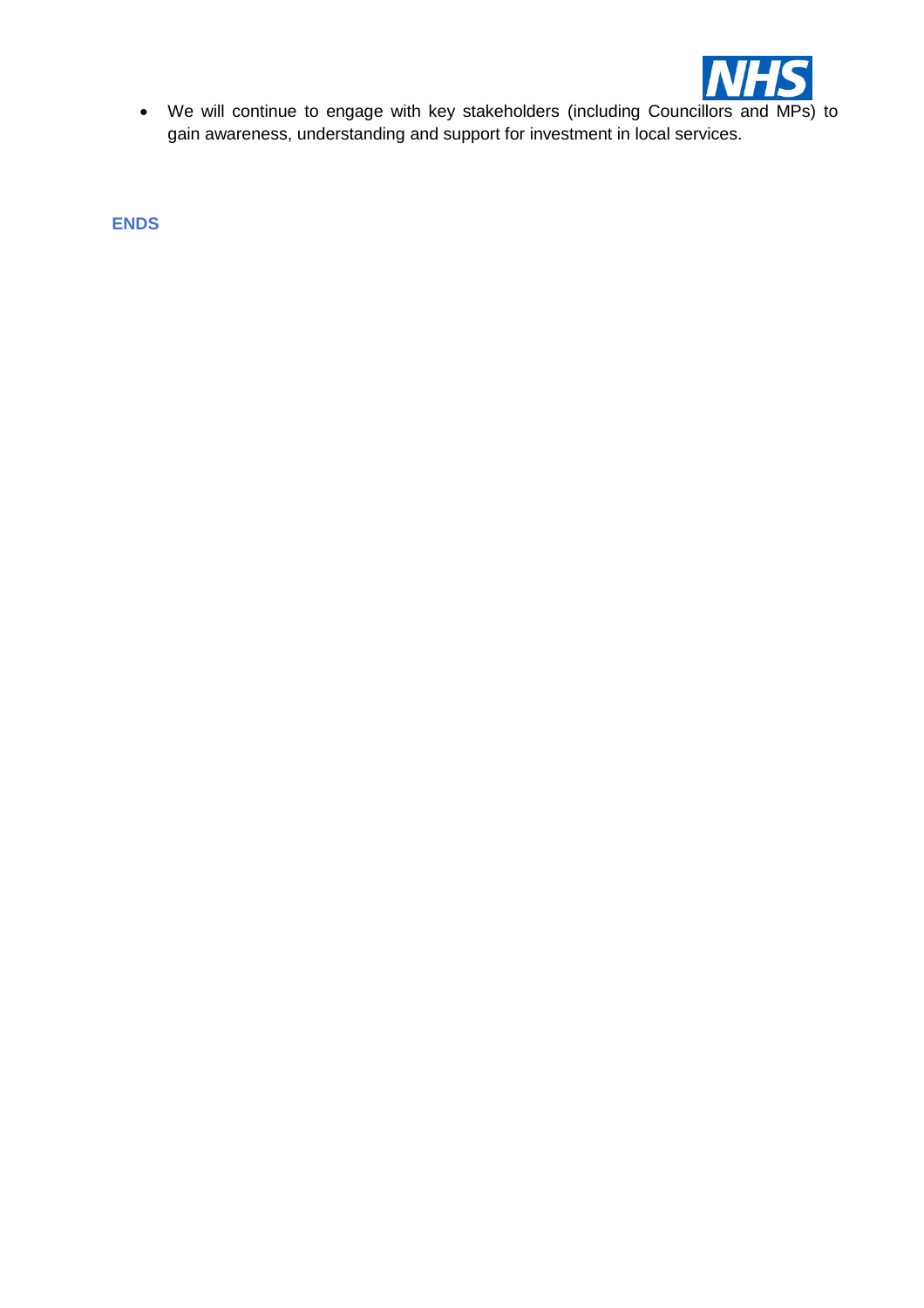- We will continue to engage with key stakeholders (including Councillors and MPs) to gain awareness, understanding and support for investment in local services.

**ENDS**